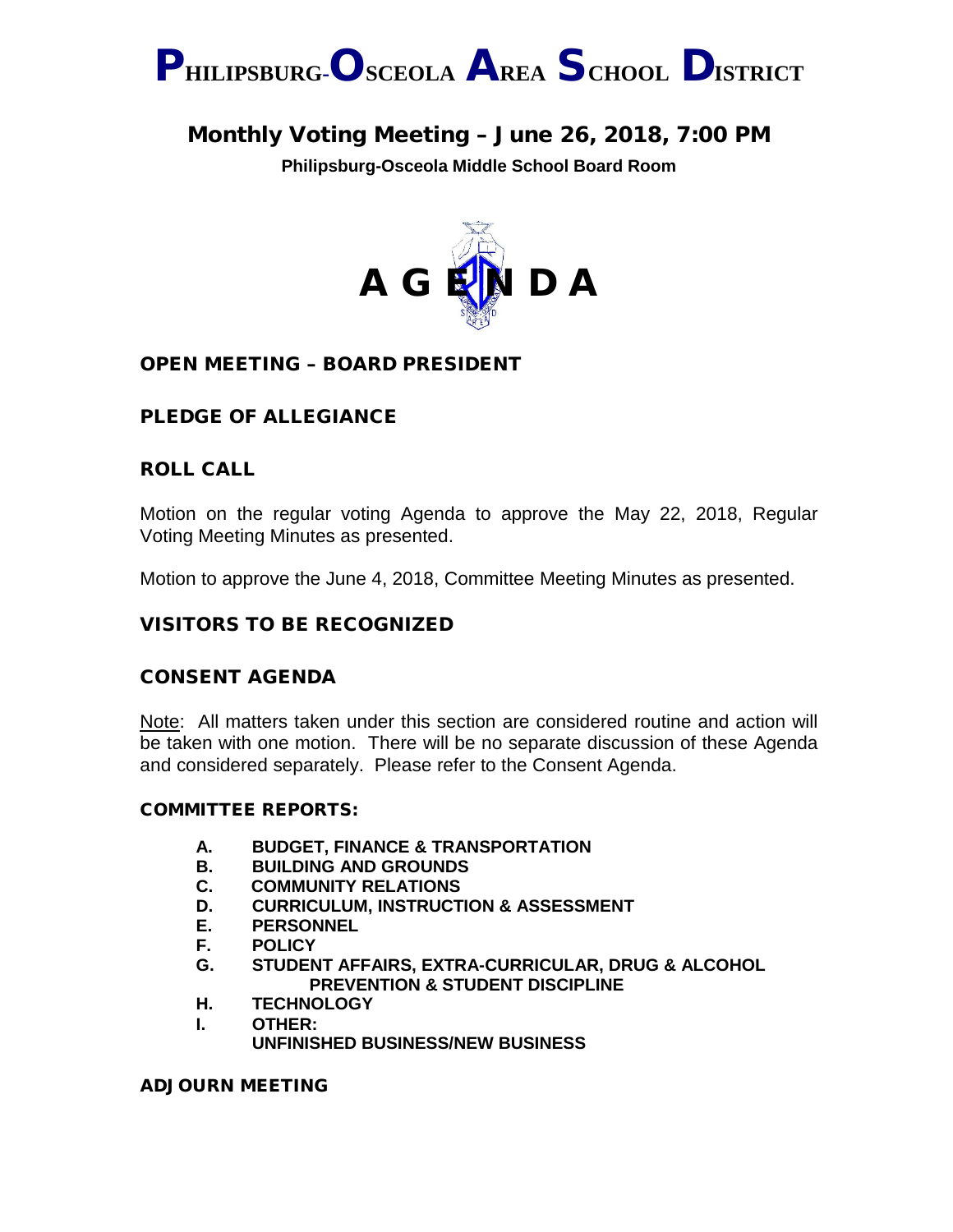# PHILIPSBURG-OSCEOLA AREA SCHOOL DISTRICT

## Monthly Voting Meeting – June 26, 2018, 7:00 PM

**Philipsburg-Osceola Middle School Board Room**

# A G E N D A

### OPEN MEETING – BOARD PRESIDENT

### PLEDGE OF ALLEGIANCE

### ROLL CALL

Motion on the regular voting Agenda to approve the May 22, 2018, Regular Voting Meeting Minutes as presented.

Motion to approve the June 4, 2018, Committee Meeting Minutes as presented.

### VISITORS TO BE RECOGNIZED

### CONSENT AGENDA

Note: All matters taken under this section are considered routine and action will be taken with one motion. There will be no separate discussion of these Agenda and considered separately. Please refer to the Consent Agenda.

#### COMMITTEE REPORTS:

- **A. BUDGET, FINANCE & TRANSPORTATION**
- **B. BUILDING AND GROUNDS**
- **C. COMMUNITY RELATIONS**
- **D. CURRICULUM, INSTRUCTION & ASSESSMENT**
- **E. PERSONNEL**
- **F. POLICY**
- **G. STUDENT AFFAIRS, EXTRA-CURRICULAR, DRUG & ALCOHOL PREVENTION & STUDENT DISCIPLINE**
- **H. TECHNOLOGY**
- **I. OTHER:**
  **UNFINISHED BUSINESS/NEW BUSINESS**

### ADJOURN MEETING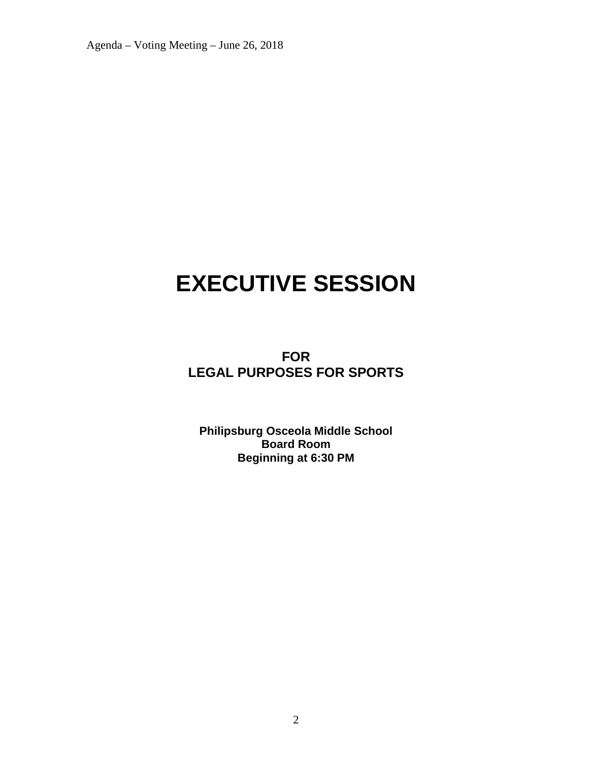# EXECUTIVE SESSION

**FOR**
**LEGAL PURPOSES FOR SPORTS**

**Philipsburg Osceola Middle School**
**Board Room**
**Beginning at 6:30 PM**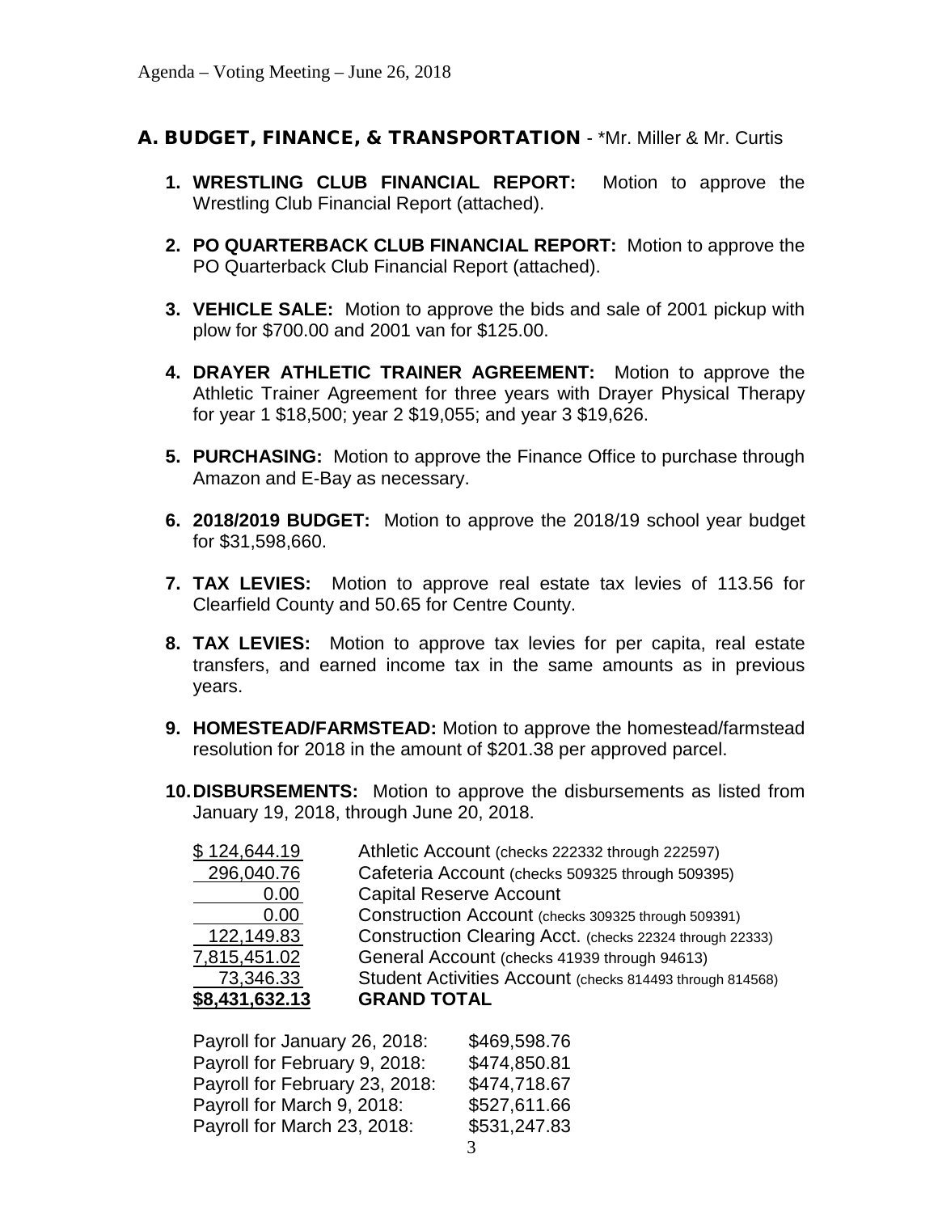## A. BUDGET, FINANCE, & TRANSPORTATION - *Mr. Miller & Mr. Curtis

1. **WRESTLING CLUB FINANCIAL REPORT:** Motion to approve the Wrestling Club Financial Report (attached).

2. **PO QUARTERBACK CLUB FINANCIAL REPORT:** Motion to approve the PO Quarterback Club Financial Report (attached).

3. **VEHICLE SALE:** Motion to approve the bids and sale of 2001 pickup with plow for $700.00 and 2001 van for $125.00.

4. **DRAYER ATHLETIC TRAINER AGREEMENT:** Motion to approve the Athletic Trainer Agreement for three years with Drayer Physical Therapy for year 1 $18,500; year 2 $19,055; and year 3 $19,626.

5. **PURCHASING:** Motion to approve the Finance Office to purchase through Amazon and E-Bay as necessary.

6. **2018/2019 BUDGET:** Motion to approve the 2018/19 school year budget for $31,598,660.

7. **TAX LEVIES:** Motion to approve real estate tax levies of 113.56 for Clearfield County and 50.65 for Centre County.

8. **TAX LEVIES:** Motion to approve tax levies for per capita, real estate transfers, and earned income tax in the same amounts as in previous years.

9. **HOMESTEAD/FARMSTEAD:** Motion to approve the homestead/farmstead resolution for 2018 in the amount of $201.38 per approved parcel.

10. **DISBURSEMENTS:** Motion to approve the disbursements as listed from January 19, 2018, through June 20, 2018.

| Amount | Account |
|---|---|
| $ 124,644.19 | Athletic Account (checks 222332 through 222597) |
| 296,040.76 | Cafeteria Account (checks 509325 through 509395) |
| 0.00 | Capital Reserve Account |
| 0.00 | Construction Account (checks 309325 through 509391) |
| 122,149.83 | Construction Clearing Acct. (checks 22324 through 22333) |
| 7,815,451.02 | General Account (checks 41939 through 94613) |
| 73,346.33 | Student Activities Account (checks 814493 through 814568) |
| **$8,431,632.13** | **GRAND TOTAL** |

| Payroll | Amount |
|---|---|
| Payroll for January 26, 2018: | $469,598.76 |
| Payroll for February 9, 2018: | $474,850.81 |
| Payroll for February 23, 2018: | $474,718.67 |
| Payroll for March 9, 2018: | $527,611.66 |
| Payroll for March 23, 2018: | $531,247.83 |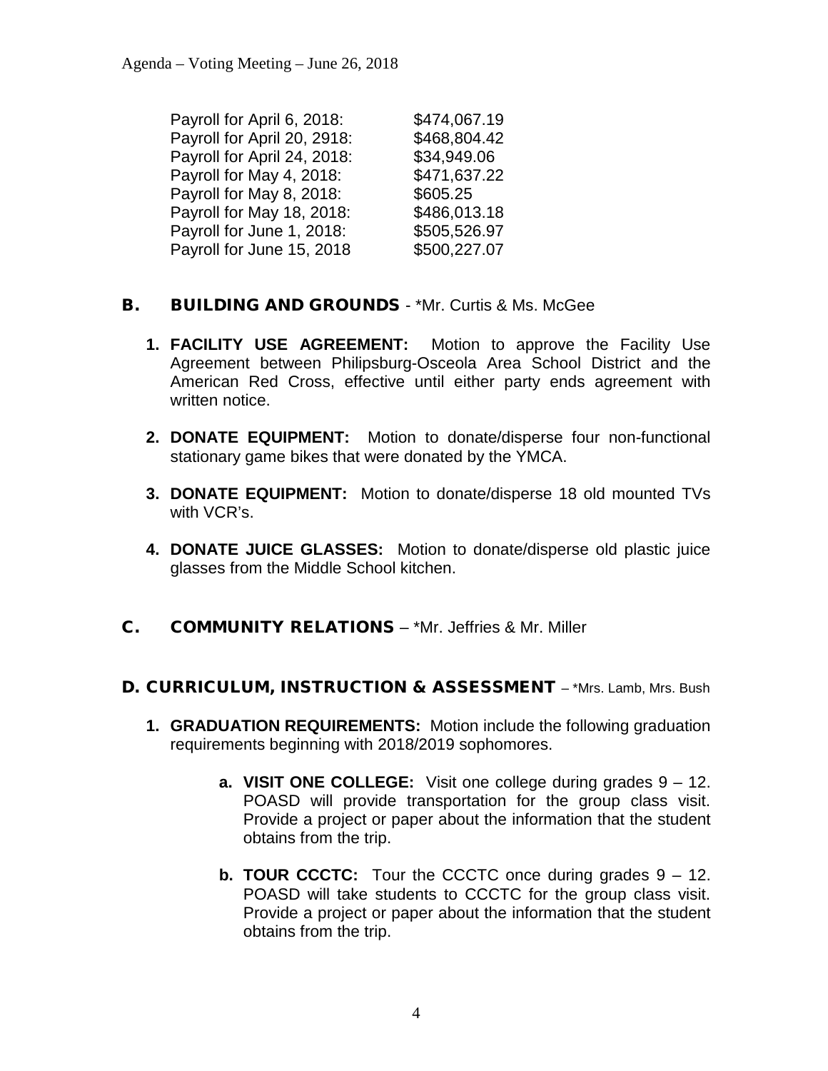| | |
|---|---|
| Payroll for April 6, 2018: | $474,067.19 |
| Payroll for April 20, 2918: | $468,804.42 |
| Payroll for April 24, 2018: | $34,949.06 |
| Payroll for May 4, 2018: | $471,637.22 |
| Payroll for May 8, 2018: | $605.25 |
| Payroll for May 18, 2018: | $486,013.18 |
| Payroll for June 1, 2018: | $505,526.97 |
| Payroll for June 15, 2018 | $500,227.07 |

## B. BUILDING AND GROUNDS - *Mr. Curtis & Ms. McGee

1. **FACILITY USE AGREEMENT:** Motion to approve the Facility Use Agreement between Philipsburg-Osceola Area School District and the American Red Cross, effective until either party ends agreement with written notice.

2. **DONATE EQUIPMENT:** Motion to donate/disperse four non-functional stationary game bikes that were donated by the YMCA.

3. **DONATE EQUIPMENT:** Motion to donate/disperse 18 old mounted TVs with VCR's.

4. **DONATE JUICE GLASSES:** Motion to donate/disperse old plastic juice glasses from the Middle School kitchen.

## C. COMMUNITY RELATIONS – *Mr. Jeffries & Mr. Miller

## D. CURRICULUM, INSTRUCTION & ASSESSMENT – *Mrs. Lamb, Mrs. Bush

1. **GRADUATION REQUIREMENTS:** Motion include the following graduation requirements beginning with 2018/2019 sophomores.

   a. **VISIT ONE COLLEGE:** Visit one college during grades 9 – 12. POASD will provide transportation for the group class visit. Provide a project or paper about the information that the student obtains from the trip.

   b. **TOUR CCCTC:** Tour the CCCTC once during grades 9 – 12. POASD will take students to CCCTC for the group class visit. Provide a project or paper about the information that the student obtains from the trip.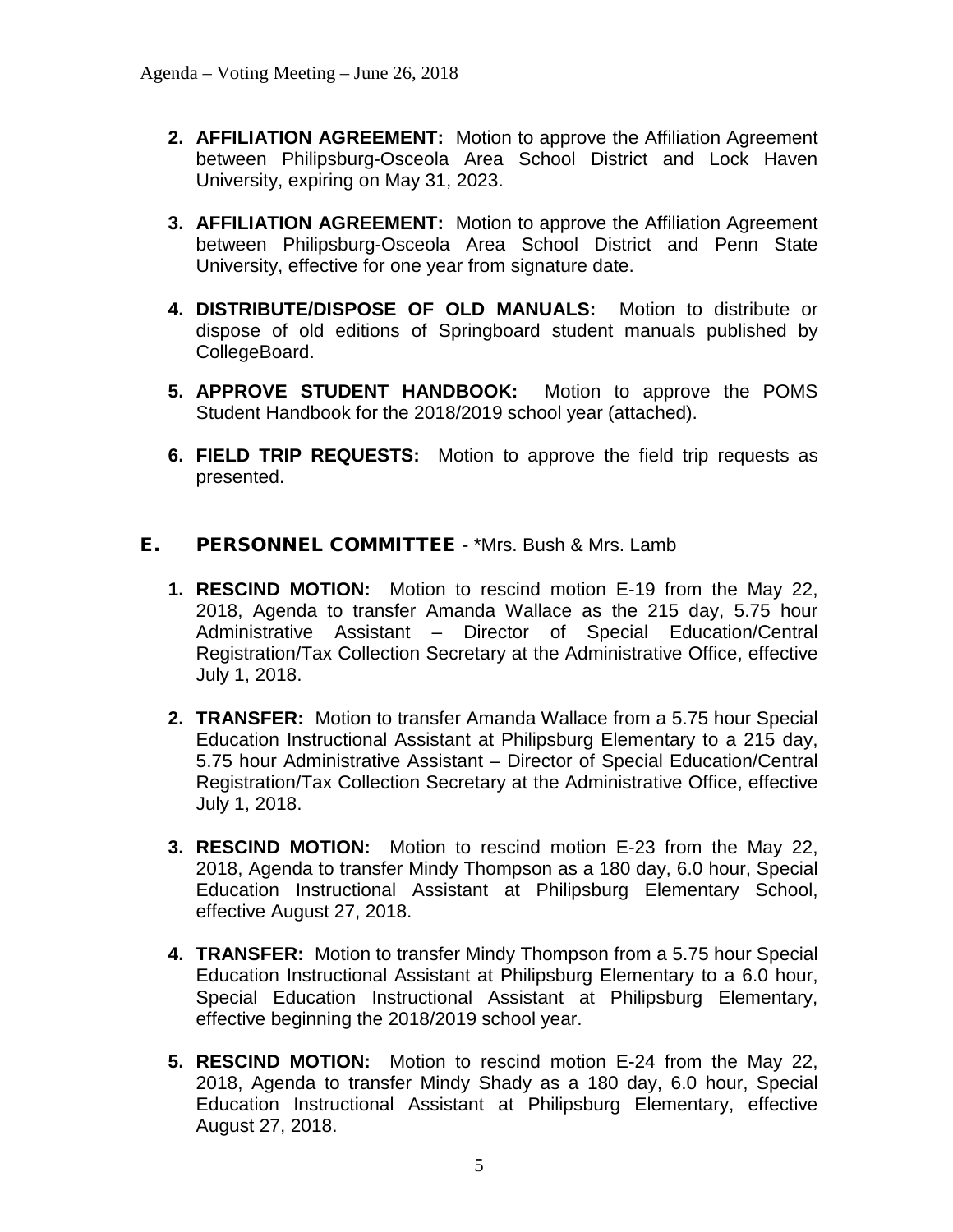2. **AFFILIATION AGREEMENT:** Motion to approve the Affiliation Agreement between Philipsburg-Osceola Area School District and Lock Haven University, expiring on May 31, 2023.

3. **AFFILIATION AGREEMENT:** Motion to approve the Affiliation Agreement between Philipsburg-Osceola Area School District and Penn State University, effective for one year from signature date.

4. **DISTRIBUTE/DISPOSE OF OLD MANUALS:** Motion to distribute or dispose of old editions of Springboard student manuals published by CollegeBoard.

5. **APPROVE STUDENT HANDBOOK:** Motion to approve the POMS Student Handbook for the 2018/2019 school year (attached).

6. **FIELD TRIP REQUESTS:** Motion to approve the field trip requests as presented.

## E. PERSONNEL COMMITTEE - *Mrs. Bush & Mrs. Lamb

1. **RESCIND MOTION:** Motion to rescind motion E-19 from the May 22, 2018, Agenda to transfer Amanda Wallace as the 215 day, 5.75 hour Administrative Assistant – Director of Special Education/Central Registration/Tax Collection Secretary at the Administrative Office, effective July 1, 2018.

2. **TRANSFER:** Motion to transfer Amanda Wallace from a 5.75 hour Special Education Instructional Assistant at Philipsburg Elementary to a 215 day, 5.75 hour Administrative Assistant – Director of Special Education/Central Registration/Tax Collection Secretary at the Administrative Office, effective July 1, 2018.

3. **RESCIND MOTION:** Motion to rescind motion E-23 from the May 22, 2018, Agenda to transfer Mindy Thompson as a 180 day, 6.0 hour, Special Education Instructional Assistant at Philipsburg Elementary School, effective August 27, 2018.

4. **TRANSFER:** Motion to transfer Mindy Thompson from a 5.75 hour Special Education Instructional Assistant at Philipsburg Elementary to a 6.0 hour, Special Education Instructional Assistant at Philipsburg Elementary, effective beginning the 2018/2019 school year.

5. **RESCIND MOTION:** Motion to rescind motion E-24 from the May 22, 2018, Agenda to transfer Mindy Shady as a 180 day, 6.0 hour, Special Education Instructional Assistant at Philipsburg Elementary, effective August 27, 2018.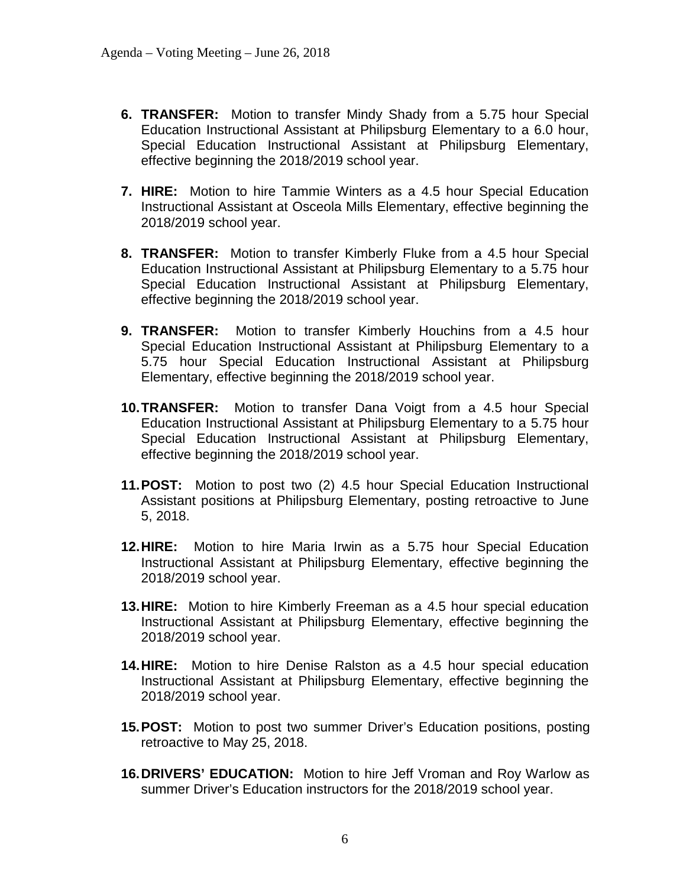6. **TRANSFER:** Motion to transfer Mindy Shady from a 5.75 hour Special Education Instructional Assistant at Philipsburg Elementary to a 6.0 hour, Special Education Instructional Assistant at Philipsburg Elementary, effective beginning the 2018/2019 school year.

7. **HIRE:** Motion to hire Tammie Winters as a 4.5 hour Special Education Instructional Assistant at Osceola Mills Elementary, effective beginning the 2018/2019 school year.

8. **TRANSFER:** Motion to transfer Kimberly Fluke from a 4.5 hour Special Education Instructional Assistant at Philipsburg Elementary to a 5.75 hour Special Education Instructional Assistant at Philipsburg Elementary, effective beginning the 2018/2019 school year.

9. **TRANSFER:** Motion to transfer Kimberly Houchins from a 4.5 hour Special Education Instructional Assistant at Philipsburg Elementary to a 5.75 hour Special Education Instructional Assistant at Philipsburg Elementary, effective beginning the 2018/2019 school year.

10. **TRANSFER:** Motion to transfer Dana Voigt from a 4.5 hour Special Education Instructional Assistant at Philipsburg Elementary to a 5.75 hour Special Education Instructional Assistant at Philipsburg Elementary, effective beginning the 2018/2019 school year.

11. **POST:** Motion to post two (2) 4.5 hour Special Education Instructional Assistant positions at Philipsburg Elementary, posting retroactive to June 5, 2018.

12. **HIRE:** Motion to hire Maria Irwin as a 5.75 hour Special Education Instructional Assistant at Philipsburg Elementary, effective beginning the 2018/2019 school year.

13. **HIRE:** Motion to hire Kimberly Freeman as a 4.5 hour special education Instructional Assistant at Philipsburg Elementary, effective beginning the 2018/2019 school year.

14. **HIRE:** Motion to hire Denise Ralston as a 4.5 hour special education Instructional Assistant at Philipsburg Elementary, effective beginning the 2018/2019 school year.

15. **POST:** Motion to post two summer Driver's Education positions, posting retroactive to May 25, 2018.

16. **DRIVERS' EDUCATION:** Motion to hire Jeff Vroman and Roy Warlow as summer Driver's Education instructors for the 2018/2019 school year.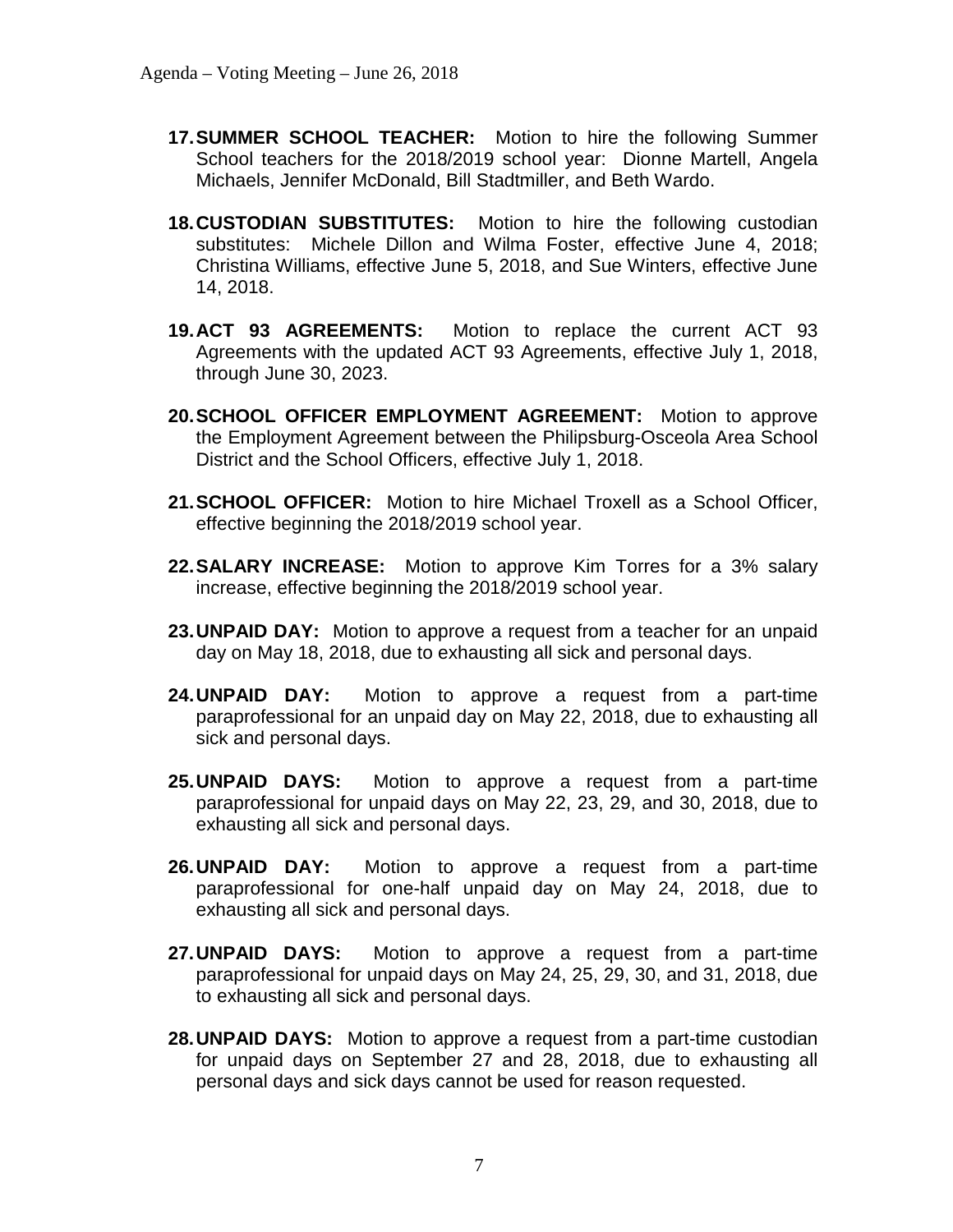17. **SUMMER SCHOOL TEACHER:** Motion to hire the following Summer School teachers for the 2018/2019 school year: Dionne Martell, Angela Michaels, Jennifer McDonald, Bill Stadtmiller, and Beth Wardo.

18. **CUSTODIAN SUBSTITUTES:** Motion to hire the following custodian substitutes: Michele Dillon and Wilma Foster, effective June 4, 2018; Christina Williams, effective June 5, 2018, and Sue Winters, effective June 14, 2018.

19. **ACT 93 AGREEMENTS:** Motion to replace the current ACT 93 Agreements with the updated ACT 93 Agreements, effective July 1, 2018, through June 30, 2023.

20. **SCHOOL OFFICER EMPLOYMENT AGREEMENT:** Motion to approve the Employment Agreement between the Philipsburg-Osceola Area School District and the School Officers, effective July 1, 2018.

21. **SCHOOL OFFICER:** Motion to hire Michael Troxell as a School Officer, effective beginning the 2018/2019 school year.

22. **SALARY INCREASE:** Motion to approve Kim Torres for a 3% salary increase, effective beginning the 2018/2019 school year.

23. **UNPAID DAY:** Motion to approve a request from a teacher for an unpaid day on May 18, 2018, due to exhausting all sick and personal days.

24. **UNPAID DAY:** Motion to approve a request from a part-time paraprofessional for an unpaid day on May 22, 2018, due to exhausting all sick and personal days.

25. **UNPAID DAYS:** Motion to approve a request from a part-time paraprofessional for unpaid days on May 22, 23, 29, and 30, 2018, due to exhausting all sick and personal days.

26. **UNPAID DAY:** Motion to approve a request from a part-time paraprofessional for one-half unpaid day on May 24, 2018, due to exhausting all sick and personal days.

27. **UNPAID DAYS:** Motion to approve a request from a part-time paraprofessional for unpaid days on May 24, 25, 29, 30, and 31, 2018, due to exhausting all sick and personal days.

28. **UNPAID DAYS:** Motion to approve a request from a part-time custodian for unpaid days on September 27 and 28, 2018, due to exhausting all personal days and sick days cannot be used for reason requested.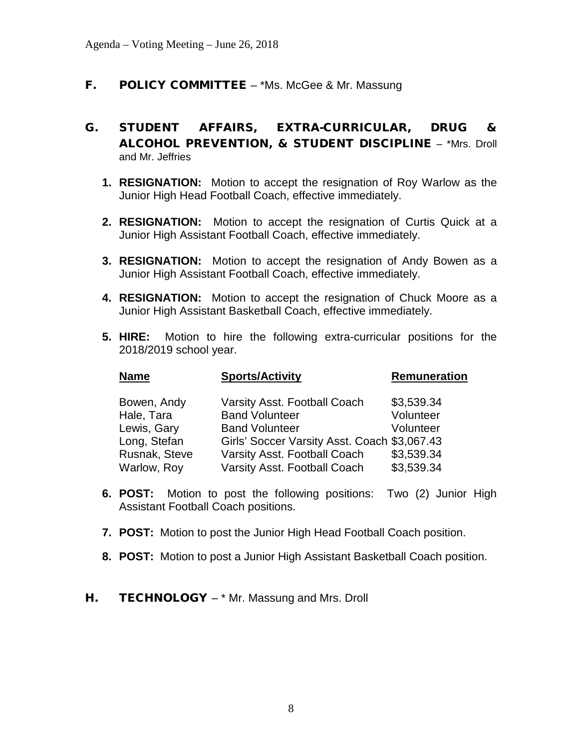## F. POLICY COMMITTEE – *Ms. McGee & Mr. Massung

## G. STUDENT AFFAIRS, EXTRA-CURRICULAR, DRUG & ALCOHOL PREVENTION, & STUDENT DISCIPLINE – *Mrs. Droll and Mr. Jeffries

1. **RESIGNATION:** Motion to accept the resignation of Roy Warlow as the Junior High Head Football Coach, effective immediately.

2. **RESIGNATION:** Motion to accept the resignation of Curtis Quick at a Junior High Assistant Football Coach, effective immediately.

3. **RESIGNATION:** Motion to accept the resignation of Andy Bowen as a Junior High Assistant Football Coach, effective immediately.

4. **RESIGNATION:** Motion to accept the resignation of Chuck Moore as a Junior High Assistant Basketball Coach, effective immediately.

5. **HIRE:** Motion to hire the following extra-curricular positions for the 2018/2019 school year.

| Name | Sports/Activity | Remuneration |
| --- | --- | --- |
| Bowen, Andy | Varsity Asst. Football Coach | $3,539.34 |
| Hale, Tara | Band Volunteer | Volunteer |
| Lewis, Gary | Band Volunteer | Volunteer |
| Long, Stefan | Girls' Soccer Varsity Asst. Coach | $3,067.43 |
| Rusnak, Steve | Varsity Asst. Football Coach | $3,539.34 |
| Warlow, Roy | Varsity Asst. Football Coach | $3,539.34 |

6. **POST:** Motion to post the following positions: Two (2) Junior High Assistant Football Coach positions.

7. **POST:** Motion to post the Junior High Head Football Coach position.

8. **POST:** Motion to post a Junior High Assistant Basketball Coach position.

## H. TECHNOLOGY – * Mr. Massung and Mrs. Droll